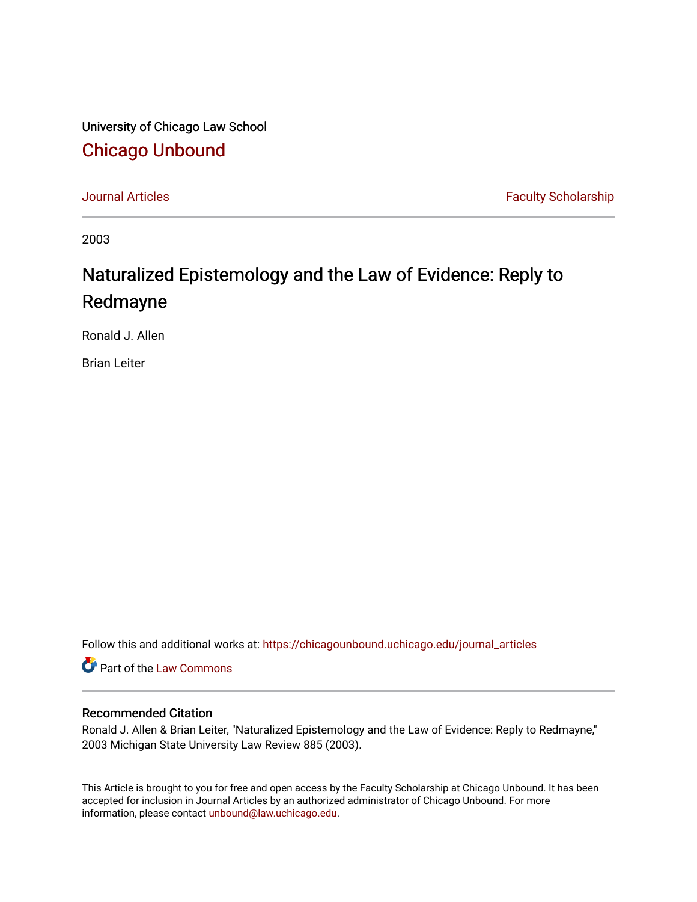University of Chicago Law School

## Chicago Unbound

Journal Articles | Faculty Scholarship

2003

# Naturalized Epistemology and the Law of Evidence: Reply to Redmayne

Ronald J. Allen

Brian Leiter

Follow this and additional works at: https://chicagounbound.uchicago.edu/journal_articles

Part of the Law Commons

### Recommended Citation

Ronald J. Allen & Brian Leiter, "Naturalized Epistemology and the Law of Evidence: Reply to Redmayne," 2003 Michigan State University Law Review 885 (2003).

This Article is brought to you for free and open access by the Faculty Scholarship at Chicago Unbound. It has been accepted for inclusion in Journal Articles by an authorized administrator of Chicago Unbound. For more information, please contact unbound@law.uchicago.edu.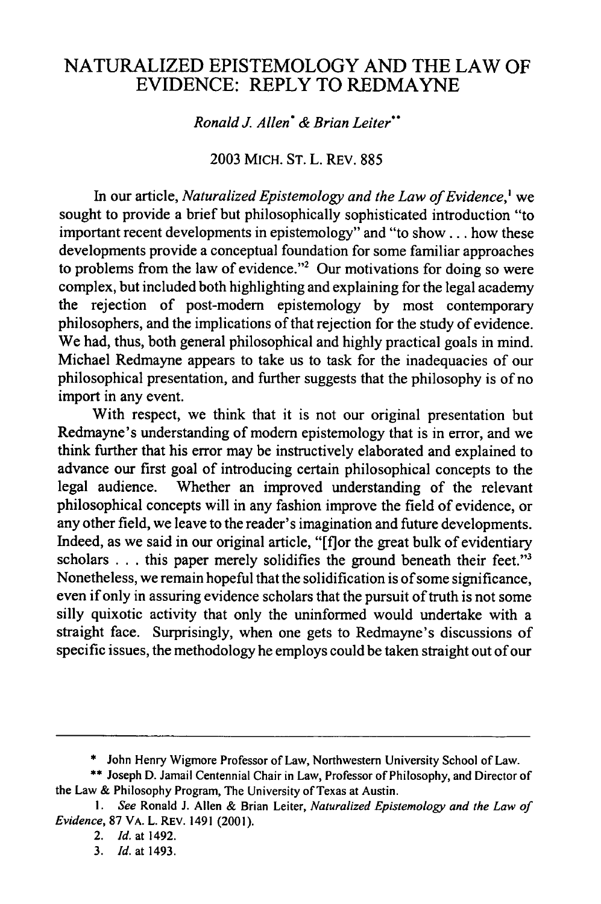# NATURALIZED EPISTEMOLOGY AND THE LAW OF EVIDENCE: REPLY TO REDMAYNE

*Ronald J. Allen*\* *& Brian Leiter*\*\*

2003 MICH. ST. L. REV. 885

In our article, *Naturalized Epistemology and the Law of Evidence*,[1] we sought to provide a brief but philosophically sophisticated introduction "to important recent developments in epistemology" and "to show . . . how these developments provide a conceptual foundation for some familiar approaches to problems from the law of evidence."[2] Our motivations for doing so were complex, but included both highlighting and explaining for the legal academy the rejection of post-modern epistemology by most contemporary philosophers, and the implications of that rejection for the study of evidence. We had, thus, both general philosophical and highly practical goals in mind. Michael Redmayne appears to take us to task for the inadequacies of our philosophical presentation, and further suggests that the philosophy is of no import in any event.

With respect, we think that it is not our original presentation but Redmayne's understanding of modern epistemology that is in error, and we think further that his error may be instructively elaborated and explained to advance our first goal of introducing certain philosophical concepts to the legal audience. Whether an improved understanding of the relevant philosophical concepts will in any fashion improve the field of evidence, or any other field, we leave to the reader's imagination and future developments. Indeed, as we said in our original article, "[f]or the great bulk of evidentiary scholars . . . this paper merely solidifies the ground beneath their feet."[3] Nonetheless, we remain hopeful that the solidification is of some significance, even if only in assuring evidence scholars that the pursuit of truth is not some silly quixotic activity that only the uninformed would undertake with a straight face. Surprisingly, when one gets to Redmayne's discussions of specific issues, the methodology he employs could be taken straight out of our

---

\* John Henry Wigmore Professor of Law, Northwestern University School of Law.

\*\* Joseph D. Jamail Centennial Chair in Law, Professor of Philosophy, and Director of the Law & Philosophy Program, The University of Texas at Austin.

1. *See* Ronald J. Allen & Brian Leiter, *Naturalized Epistemology and the Law of Evidence*, 87 VA. L. REV. 1491 (2001).

2. *Id.* at 1492.

3. *Id.* at 1493.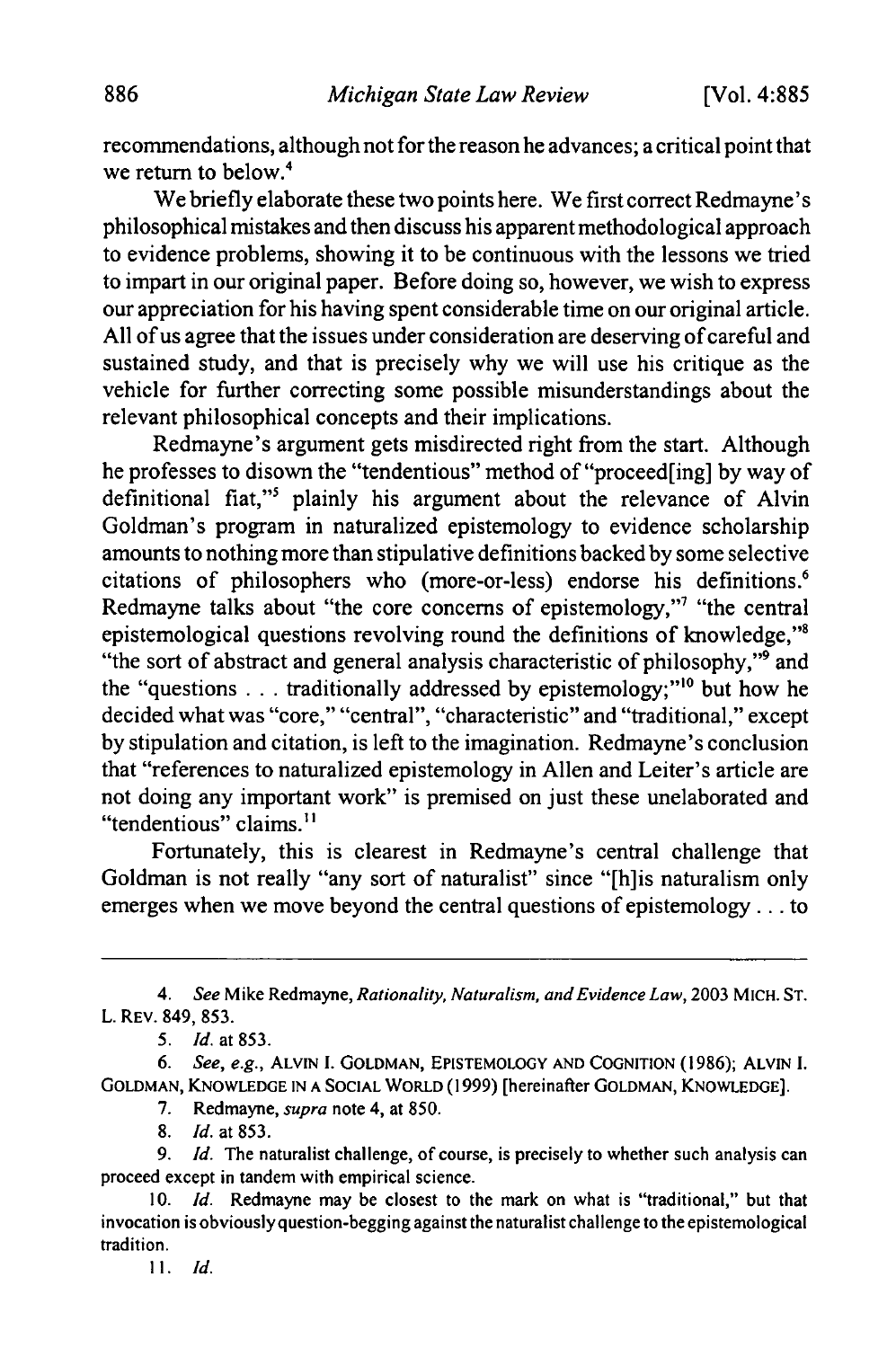recommendations, although not for the reason he advances; a critical point that we return to below.[4]

We briefly elaborate these two points here. We first correct Redmayne's philosophical mistakes and then discuss his apparent methodological approach to evidence problems, showing it to be continuous with the lessons we tried to impart in our original paper. Before doing so, however, we wish to express our appreciation for his having spent considerable time on our original article. All of us agree that the issues under consideration are deserving of careful and sustained study, and that is precisely why we will use his critique as the vehicle for further correcting some possible misunderstandings about the relevant philosophical concepts and their implications.

Redmayne's argument gets misdirected right from the start. Although he professes to disown the "tendentious" method of "proceed[ing] by way of definitional fiat,"[5] plainly his argument about the relevance of Alvin Goldman's program in naturalized epistemology to evidence scholarship amounts to nothing more than stipulative definitions backed by some selective citations of philosophers who (more-or-less) endorse his definitions.[6] Redmayne talks about "the core concerns of epistemology,"[7] "the central epistemological questions revolving round the definitions of knowledge,"[8] "the sort of abstract and general analysis characteristic of philosophy,"[9] and the "questions . . . traditionally addressed by epistemology;"[10] but how he decided what was "core," "central", "characteristic" and "traditional," except by stipulation and citation, is left to the imagination. Redmayne's conclusion that "references to naturalized epistemology in Allen and Leiter's article are not doing any important work" is premised on just these unelaborated and "tendentious" claims.[11]

Fortunately, this is clearest in Redmayne's central challenge that Goldman is not really "any sort of naturalist" since "[h]is naturalism only emerges when we move beyond the central questions of epistemology . . . to

---

4. *See* Mike Redmayne, *Rationality, Naturalism, and Evidence Law*, 2003 MICH. ST. L. REV. 849, 853.

5. *Id.* at 853.

6. *See, e.g.*, ALVIN I. GOLDMAN, EPISTEMOLOGY AND COGNITION (1986); ALVIN I. GOLDMAN, KNOWLEDGE IN A SOCIAL WORLD (1999) [hereinafter GOLDMAN, KNOWLEDGE].

7. Redmayne, *supra* note 4, at 850.

8. *Id.* at 853.

9. *Id.* The naturalist challenge, of course, is precisely to whether such analysis can proceed except in tandem with empirical science.

10. *Id.* Redmayne may be closest to the mark on what is "traditional," but that invocation is obviously question-begging against the naturalist challenge to the epistemological tradition.

11. *Id.*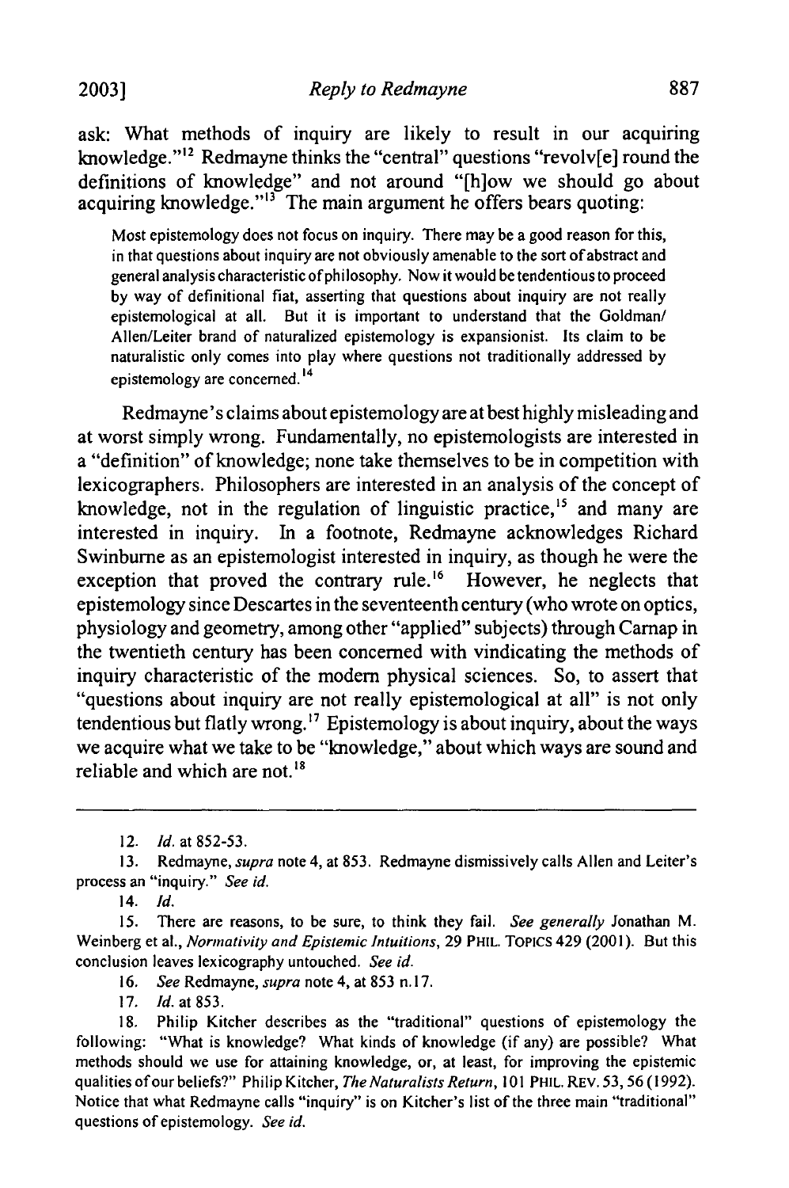ask: What methods of inquiry are likely to result in our acquiring knowledge."[12] Redmayne thinks the "central" questions "revolv[e] round the definitions of knowledge" and not around "[h]ow we should go about acquiring knowledge."[13] The main argument he offers bears quoting:

> Most epistemology does not focus on inquiry. There may be a good reason for this, in that questions about inquiry are not obviously amenable to the sort of abstract and general analysis characteristic of philosophy. Now it would be tendentious to proceed by way of definitional fiat, asserting that questions about inquiry are not really epistemological at all. But it is important to understand that the Goldman/Allen/Leiter brand of naturalized epistemology is expansionist. Its claim to be naturalistic only comes into play where questions not traditionally addressed by epistemology are concerned.[14]

Redmayne's claims about epistemology are at best highly misleading and at worst simply wrong. Fundamentally, no epistemologists are interested in a "definition" of knowledge; none take themselves to be in competition with lexicographers. Philosophers are interested in an analysis of the concept of knowledge, not in the regulation of linguistic practice,[15] and many are interested in inquiry. In a footnote, Redmayne acknowledges Richard Swinburne as an epistemologist interested in inquiry, as though he were the exception that proved the contrary rule.[16] However, he neglects that epistemology since Descartes in the seventeenth century (who wrote on optics, physiology and geometry, among other "applied" subjects) through Carnap in the twentieth century has been concerned with vindicating the methods of inquiry characteristic of the modern physical sciences. So, to assert that "questions about inquiry are not really epistemological at all" is not only tendentious but flatly wrong.[17] Epistemology is about inquiry, about the ways we acquire what we take to be "knowledge," about which ways are sound and reliable and which are not.[18]

---

12. *Id.* at 852-53.

13. Redmayne, *supra* note 4, at 853. Redmayne dismissively calls Allen and Leiter's process an "inquiry." *See id.*

14. *Id.*

15. There are reasons, to be sure, to think they fail. *See generally* Jonathan M. Weinberg et al., *Normativity and Epistemic Intuitions*, 29 PHIL. TOPICS 429 (2001). But this conclusion leaves lexicography untouched. *See id.*

16. *See* Redmayne, *supra* note 4, at 853 n.17.

17. *Id.* at 853.

18. Philip Kitcher describes as the "traditional" questions of epistemology the following: "What is knowledge? What kinds of knowledge (if any) are possible? What methods should we use for attaining knowledge, or, at least, for improving the epistemic qualities of our beliefs?" Philip Kitcher, *The Naturalists Return*, 101 PHIL. REV. 53, 56 (1992). Notice that what Redmayne calls "inquiry" is on Kitcher's list of the three main "traditional" questions of epistemology. *See id.*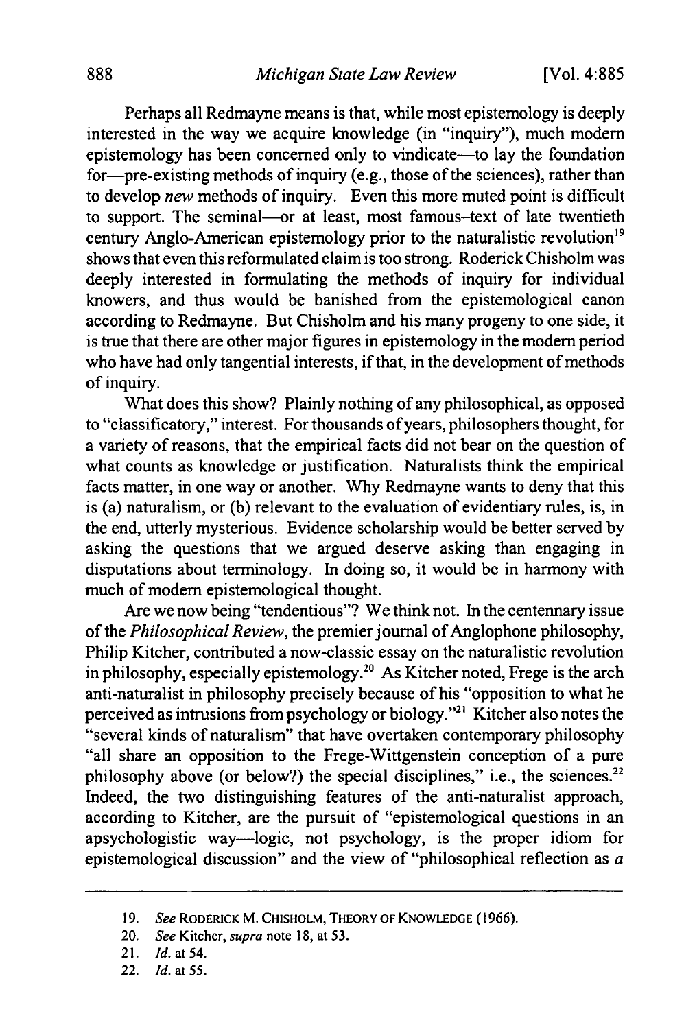Perhaps all Redmayne means is that, while most epistemology is deeply interested in the way we acquire knowledge (in "inquiry"), much modern epistemology has been concerned only to vindicate—to lay the foundation for—pre-existing methods of inquiry (e.g., those of the sciences), rather than to develop *new* methods of inquiry. Even this more muted point is difficult to support. The seminal—or at least, most famous–text of late twentieth century Anglo-American epistemology prior to the naturalistic revolution[19] shows that even this reformulated claim is too strong. Roderick Chisholm was deeply interested in formulating the methods of inquiry for individual knowers, and thus would be banished from the epistemological canon according to Redmayne. But Chisholm and his many progeny to one side, it is true that there are other major figures in epistemology in the modern period who have had only tangential interests, if that, in the development of methods of inquiry.

What does this show? Plainly nothing of any philosophical, as opposed to "classificatory," interest. For thousands of years, philosophers thought, for a variety of reasons, that the empirical facts did not bear on the question of what counts as knowledge or justification. Naturalists think the empirical facts matter, in one way or another. Why Redmayne wants to deny that this is (a) naturalism, or (b) relevant to the evaluation of evidentiary rules, is, in the end, utterly mysterious. Evidence scholarship would be better served by asking the questions that we argued deserve asking than engaging in disputations about terminology. In doing so, it would be in harmony with much of modern epistemological thought.

Are we now being "tendentious"? We think not. In the centennary issue of the *Philosophical Review*, the premier journal of Anglophone philosophy, Philip Kitcher, contributed a now-classic essay on the naturalistic revolution in philosophy, especially epistemology.[20] As Kitcher noted, Frege is the arch anti-naturalist in philosophy precisely because of his "opposition to what he perceived as intrusions from psychology or biology."[21] Kitcher also notes the "several kinds of naturalism" that have overtaken contemporary philosophy "all share an opposition to the Frege-Wittgenstein conception of a pure philosophy above (or below?) the special disciplines," i.e., the sciences.[22] Indeed, the two distinguishing features of the anti-naturalist approach, according to Kitcher, are the pursuit of "epistemological questions in an apsychologistic way—logic, not psychology, is the proper idiom for epistemological discussion" and the view of "philosophical reflection as *a*

---

19. *See* RODERICK M. CHISHOLM, THEORY OF KNOWLEDGE (1966).
20. *See* Kitcher, *supra* note 18, at 53.
21. *Id.* at 54.
22. *Id.* at 55.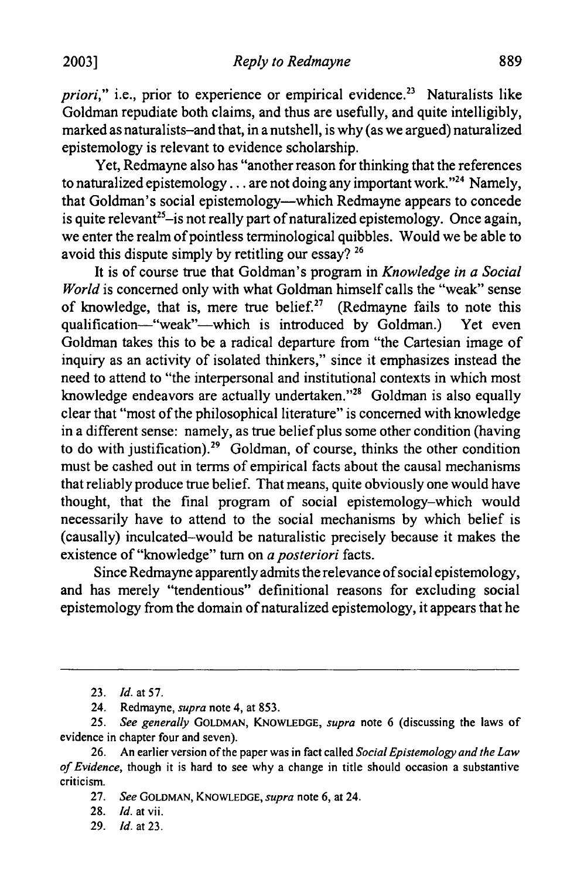*priori*," i.e., prior to experience or empirical evidence.[23] Naturalists like Goldman repudiate both claims, and thus are usefully, and quite intelligibly, marked as naturalists–and that, in a nutshell, is why (as we argued) naturalized epistemology is relevant to evidence scholarship.

Yet, Redmayne also has "another reason for thinking that the references to naturalized epistemology . . . are not doing any important work."[24] Namely, that Goldman's social epistemology—which Redmayne appears to concede is quite relevant[25]–is not really part of naturalized epistemology. Once again, we enter the realm of pointless terminological quibbles. Would we be able to avoid this dispute simply by retitling our essay? [26]

It is of course true that Goldman's program in *Knowledge in a Social World* is concerned only with what Goldman himself calls the "weak" sense of knowledge, that is, mere true belief.[27] (Redmayne fails to note this qualification—"weak"—which is introduced by Goldman.) Yet even Goldman takes this to be a radical departure from "the Cartesian image of inquiry as an activity of isolated thinkers," since it emphasizes instead the need to attend to "the interpersonal and institutional contexts in which most knowledge endeavors are actually undertaken."[28] Goldman is also equally clear that "most of the philosophical literature" is concerned with knowledge in a different sense: namely, as true belief plus some other condition (having to do with justification).[29] Goldman, of course, thinks the other condition must be cashed out in terms of empirical facts about the causal mechanisms that reliably produce true belief. That means, quite obviously one would have thought, that the final program of social epistemology–which would necessarily have to attend to the social mechanisms by which belief is (causally) inculcated–would be naturalistic precisely because it makes the existence of "knowledge" turn on *a posteriori* facts.

Since Redmayne apparently admits the relevance of social epistemology, and has merely "tendentious" definitional reasons for excluding social epistemology from the domain of naturalized epistemology, it appears that he

---

23. *Id.* at 57.

24. Redmayne, *supra* note 4, at 853.

25. *See generally* GOLDMAN, KNOWLEDGE, *supra* note 6 (discussing the laws of evidence in chapter four and seven).

26. An earlier version of the paper was in fact called *Social Epistemology and the Law of Evidence*, though it is hard to see why a change in title should occasion a substantive criticism.

27. *See* GOLDMAN, KNOWLEDGE, *supra* note 6, at 24.

28. *Id.* at vii.

29. *Id.* at 23.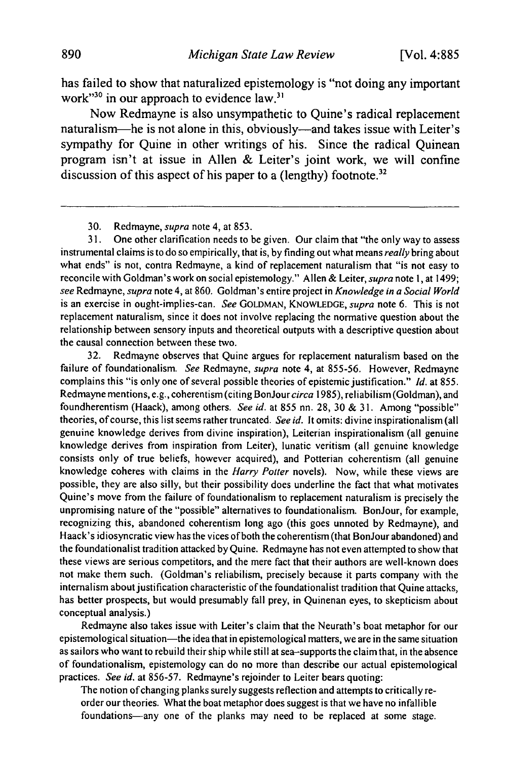has failed to show that naturalized epistemology is "not doing any important work"[30] in our approach to evidence law.[31]

Now Redmayne is also unsympathetic to Quine's radical replacement naturalism—he is not alone in this, obviously—and takes issue with Leiter's sympathy for Quine in other writings of his. Since the radical Quinean program isn't at issue in Allen & Leiter's joint work, we will confine discussion of this aspect of his paper to a (lengthy) footnote.[32]

---

30. Redmayne, *supra* note 4, at 853.

31. One other clarification needs to be given. Our claim that "the only way to assess instrumental claims is to do so empirically, that is, by finding out what means *really* bring about what ends" is not, contra Redmayne, a kind of replacement naturalism that "is not easy to reconcile with Goldman's work on social epistemology." Allen & Leiter, *supra* note 1, at 1499; *see* Redmayne, *supra* note 4, at 860. Goldman's entire project in *Knowledge in a Social World* is an exercise in ought-implies-can. *See* GOLDMAN, KNOWLEDGE, *supra* note 6. This is not replacement naturalism, since it does not involve replacing the normative question about the relationship between sensory inputs and theoretical outputs with a descriptive question about the causal connection between these two.

32. Redmayne observes that Quine argues for replacement naturalism based on the failure of foundationalism. *See* Redmayne, *supra* note 4, at 855-56. However, Redmayne complains this "is only one of several possible theories of epistemic justification." *Id.* at 855. Redmayne mentions, e.g., coherentism (citing BonJour *circa* 1985), reliabilism (Goldman), and foundherentism (Haack), among others. *See id.* at 855 nn. 28, 30 & 31. Among "possible" theories, of course, this list seems rather truncated. *See id.* It omits: divine inspirationalism (all genuine knowledge derives from divine inspiration), Leiterian inspirationalism (all genuine knowledge derives from inspiration from Leiter), lunatic veritism (all genuine knowledge consists only of true beliefs, however acquired), and Potterian coherentism (all genuine knowledge coheres with claims in the *Harry Potter* novels). Now, while these views are possible, they are also silly, but their possibility does underline the fact that what motivates Quine's move from the failure of foundationalism to replacement naturalism is precisely the unpromising nature of the "possible" alternatives to foundationalism. BonJour, for example, recognizing this, abandoned coherentism long ago (this goes unnoted by Redmayne), and Haack's idiosyncratic view has the vices of both the coherentism (that BonJour abandoned) and the foundationalist tradition attacked by Quine. Redmayne has not even attempted to show that these views are serious competitors, and the mere fact that their authors are well-known does not make them such. (Goldman's reliabilism, precisely because it parts company with the internalism about justification characteristic of the foundationalist tradition that Quine attacks, has better prospects, but would presumably fall prey, in Quinenan eyes, to skepticism about conceptual analysis.)

Redmayne also takes issue with Leiter's claim that the Neurath's boat metaphor for our epistemological situation—the idea that in epistemological matters, we are in the same situation as sailors who want to rebuild their ship while still at sea–supports the claim that, in the absence of foundationalism, epistemology can do no more than describe our actual epistemological practices. *See id.* at 856-57. Redmayne's rejoinder to Leiter bears quoting:

> The notion of changing planks surely suggests reflection and attempts to critically re-order our theories. What the boat metaphor does suggest is that we have no infallible foundations—any one of the planks may need to be replaced at some stage.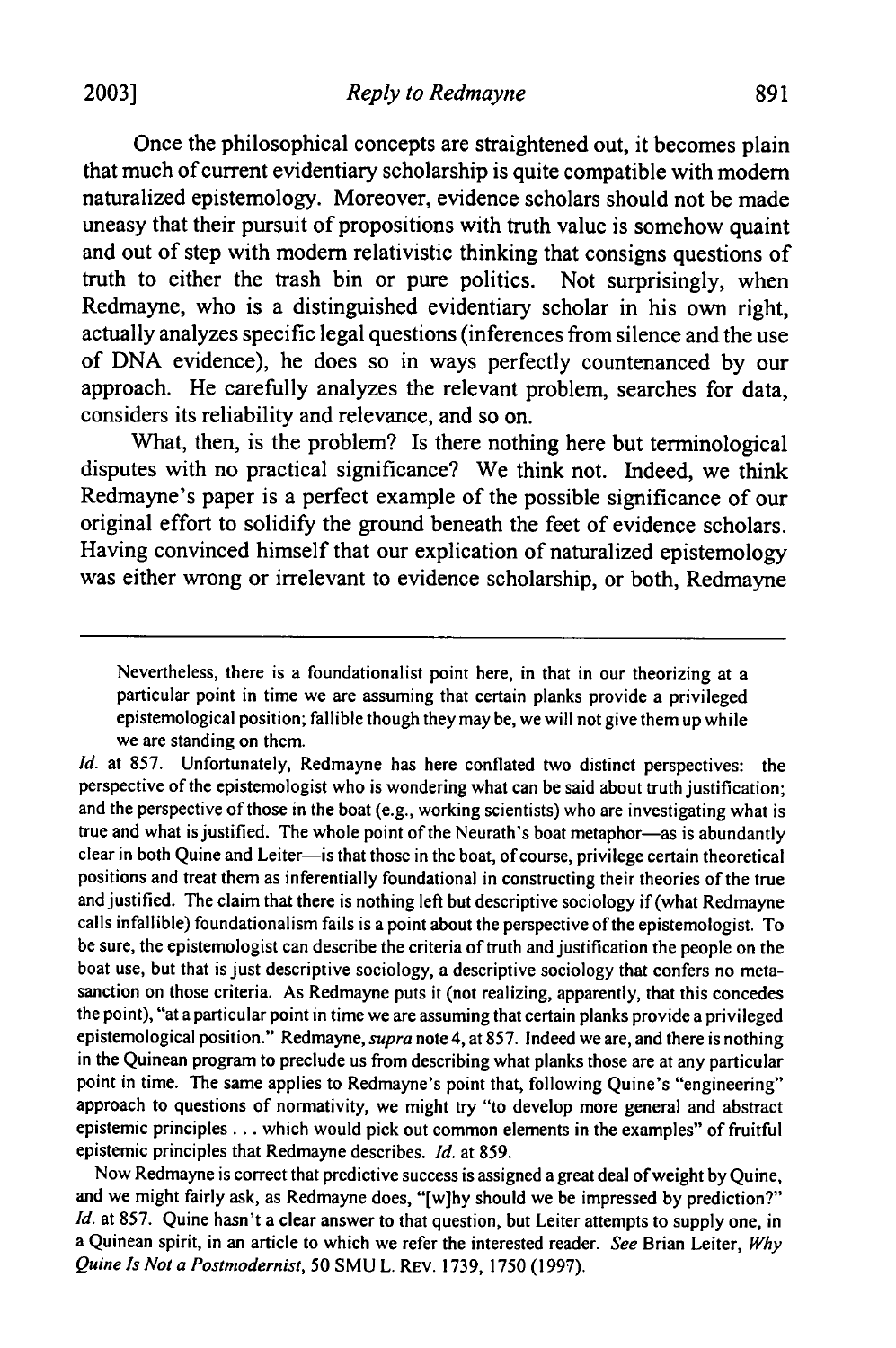Once the philosophical concepts are straightened out, it becomes plain that much of current evidentiary scholarship is quite compatible with modern naturalized epistemology. Moreover, evidence scholars should not be made uneasy that their pursuit of propositions with truth value is somehow quaint and out of step with modern relativistic thinking that consigns questions of truth to either the trash bin or pure politics. Not surprisingly, when Redmayne, who is a distinguished evidentiary scholar in his own right, actually analyzes specific legal questions (inferences from silence and the use of DNA evidence), he does so in ways perfectly countenanced by our approach. He carefully analyzes the relevant problem, searches for data, considers its reliability and relevance, and so on.

What, then, is the problem? Is there nothing here but terminological disputes with no practical significance? We think not. Indeed, we think Redmayne's paper is a perfect example of the possible significance of our original effort to solidify the ground beneath the feet of evidence scholars. Having convinced himself that our explication of naturalized epistemology was either wrong or irrelevant to evidence scholarship, or both, Redmayne

---

> Nevertheless, there is a foundationalist point here, in that in our theorizing at a particular point in time we are assuming that certain planks provide a privileged epistemological position; fallible though they may be, we will not give them up while we are standing on them.

*Id.* at 857. Unfortunately, Redmayne has here conflated two distinct perspectives: the perspective of the epistemologist who is wondering what can be said about truth justification; and the perspective of those in the boat (e.g., working scientists) who are investigating what is true and what is justified. The whole point of the Neurath's boat metaphor—as is abundantly clear in both Quine and Leiter—is that those in the boat, of course, privilege certain theoretical positions and treat them as inferentially foundational in constructing their theories of the true and justified. The claim that there is nothing left but descriptive sociology if (what Redmayne calls infallible) foundationalism fails is a point about the perspective of the epistemologist. To be sure, the epistemologist can describe the criteria of truth and justification the people on the boat use, but that is just descriptive sociology, a descriptive sociology that confers no meta-sanction on those criteria. As Redmayne puts it (not realizing, apparently, that this concedes the point), "at a particular point in time we are assuming that certain planks provide a privileged epistemological position." Redmayne, *supra* note 4, at 857. Indeed we are, and there is nothing in the Quinean program to preclude us from describing what planks those are at any particular point in time. The same applies to Redmayne's point that, following Quine's "engineering" approach to questions of normativity, we might try "to develop more general and abstract epistemic principles . . . which would pick out common elements in the examples" of fruitful epistemic principles that Redmayne describes. *Id.* at 859.

Now Redmayne is correct that predictive success is assigned a great deal of weight by Quine, and we might fairly ask, as Redmayne does, "[w]hy should we be impressed by prediction?" *Id.* at 857. Quine hasn't a clear answer to that question, but Leiter attempts to supply one, in a Quinean spirit, in an article to which we refer the interested reader. *See* Brian Leiter, *Why Quine Is Not a Postmodernist*, 50 SMU L. REV. 1739, 1750 (1997).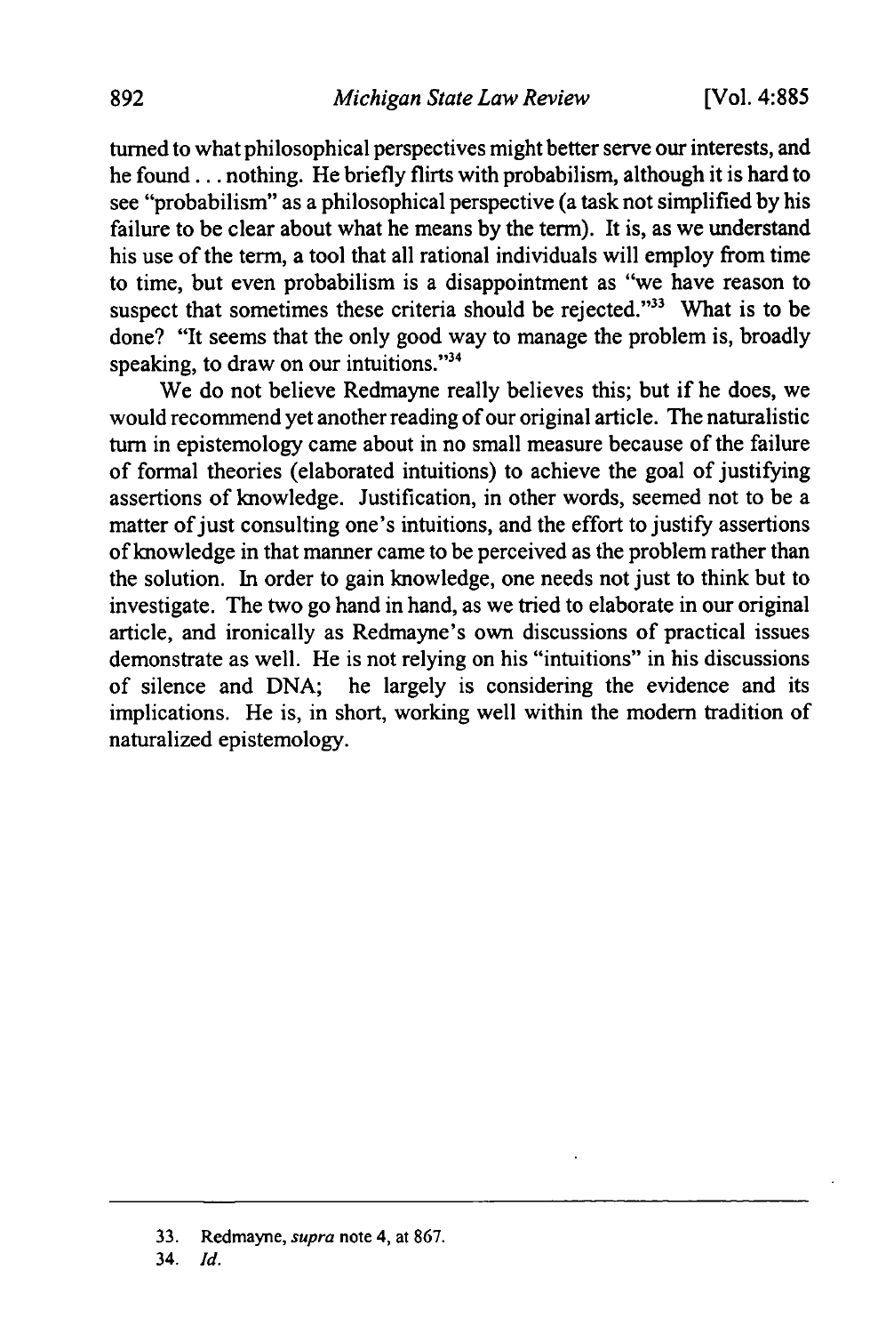turned to what philosophical perspectives might better serve our interests, and he found . . . nothing. He briefly flirts with probabilism, although it is hard to see "probabilism" as a philosophical perspective (a task not simplified by his failure to be clear about what he means by the term). It is, as we understand his use of the term, a tool that all rational individuals will employ from time to time, but even probabilism is a disappointment as "we have reason to suspect that sometimes these criteria should be rejected."[33] What is to be done? "It seems that the only good way to manage the problem is, broadly speaking, to draw on our intuitions."[34]

We do not believe Redmayne really believes this; but if he does, we would recommend yet another reading of our original article. The naturalistic turn in epistemology came about in no small measure because of the failure of formal theories (elaborated intuitions) to achieve the goal of justifying assertions of knowledge. Justification, in other words, seemed not to be a matter of just consulting one's intuitions, and the effort to justify assertions of knowledge in that manner came to be perceived as the problem rather than the solution. In order to gain knowledge, one needs not just to think but to investigate. The two go hand in hand, as we tried to elaborate in our original article, and ironically as Redmayne's own discussions of practical issues demonstrate as well. He is not relying on his "intuitions" in his discussions of silence and DNA; he largely is considering the evidence and its implications. He is, in short, working well within the modern tradition of naturalized epistemology.

---

33. Redmayne, *supra* note 4, at 867.

34. *Id.*